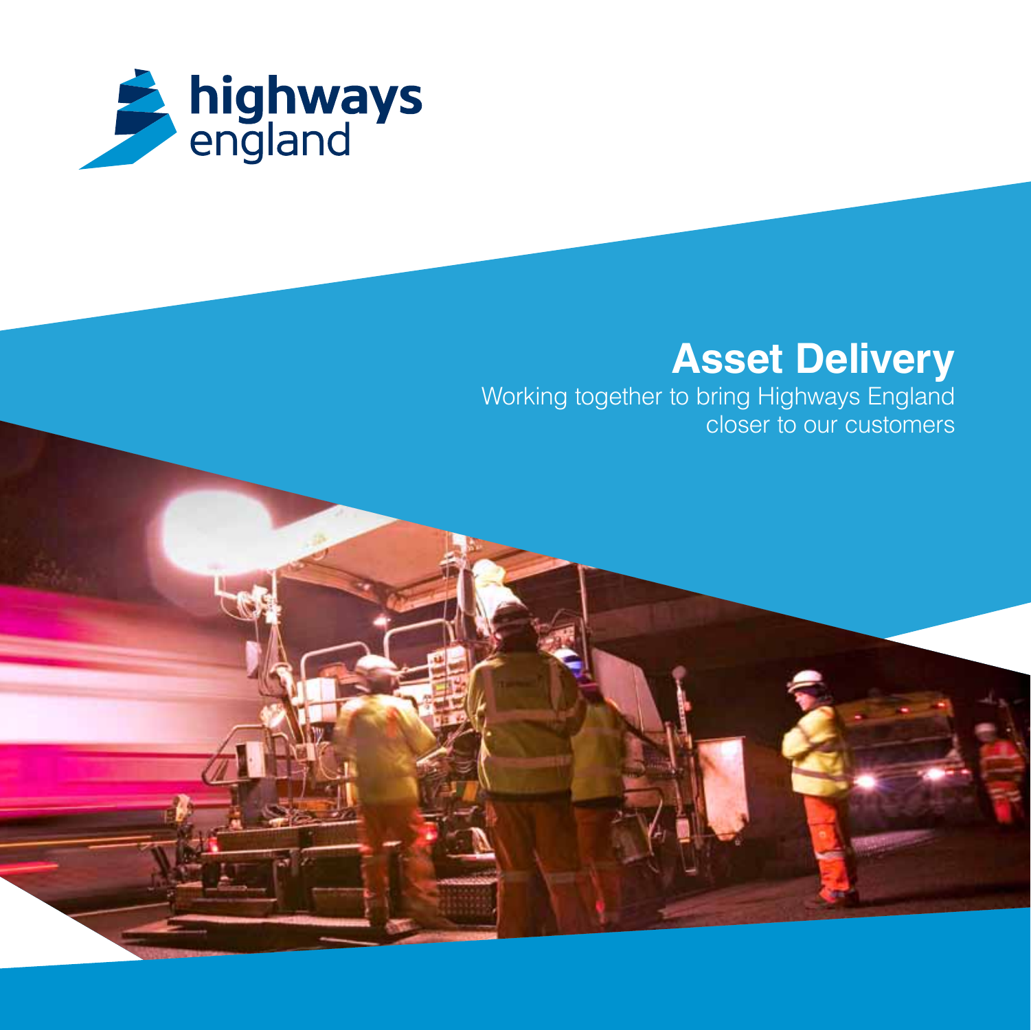highways england

# Asset Delivery

Working together to bring Highways England closer to our customers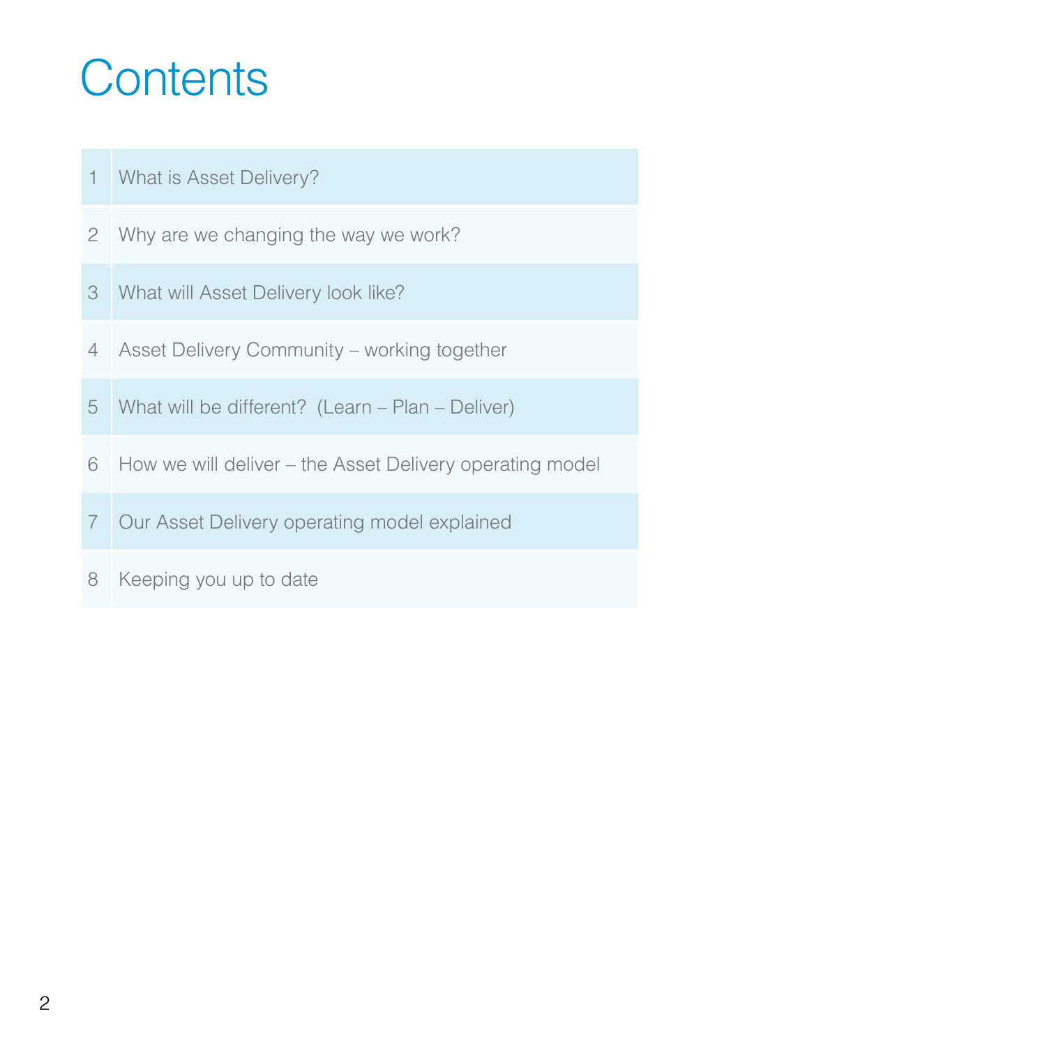# Contents

| | |
|---|---|
| 1 | What is Asset Delivery? |
| 2 | Why are we changing the way we work? |
| 3 | What will Asset Delivery look like? |
| 4 | Asset Delivery Community – working together |
| 5 | What will be different? (Learn – Plan – Deliver) |
| 6 | How we will deliver – the Asset Delivery operating model |
| 7 | Our Asset Delivery operating model explained |
| 8 | Keeping you up to date |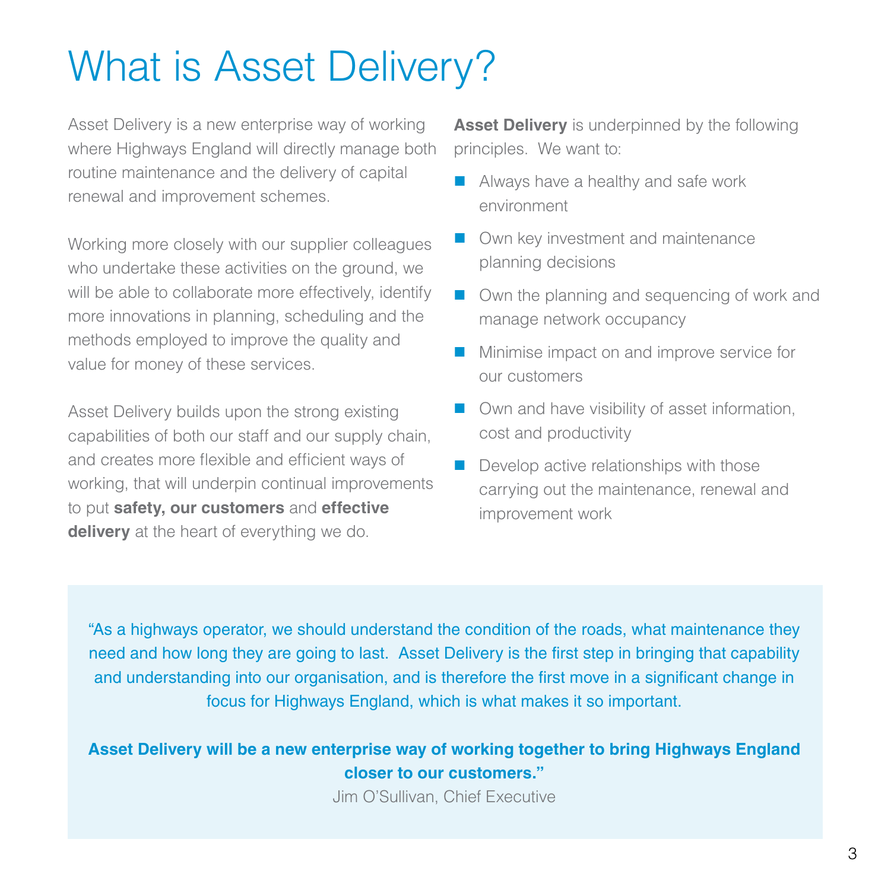# What is Asset Delivery?

Asset Delivery is a new enterprise way of working where Highways England will directly manage both routine maintenance and the delivery of capital renewal and improvement schemes.

Working more closely with our supplier colleagues who undertake these activities on the ground, we will be able to collaborate more effectively, identify more innovations in planning, scheduling and the methods employed to improve the quality and value for money of these services.

Asset Delivery builds upon the strong existing capabilities of both our staff and our supply chain, and creates more flexible and efficient ways of working, that will underpin continual improvements to put **safety, our customers** and **effective delivery** at the heart of everything we do.

**Asset Delivery** is underpinned by the following principles. We want to:

- Always have a healthy and safe work environment
- Own key investment and maintenance planning decisions
- Own the planning and sequencing of work and manage network occupancy
- Minimise impact on and improve service for our customers
- Own and have visibility of asset information, cost and productivity
- Develop active relationships with those carrying out the maintenance, renewal and improvement work

"As a highways operator, we should understand the condition of the roads, what maintenance they need and how long they are going to last. Asset Delivery is the first step in bringing that capability and understanding into our organisation, and is therefore the first move in a significant change in focus for Highways England, which is what makes it so important.

**Asset Delivery will be a new enterprise way of working together to bring Highways England closer to our customers."**

Jim O'Sullivan, Chief Executive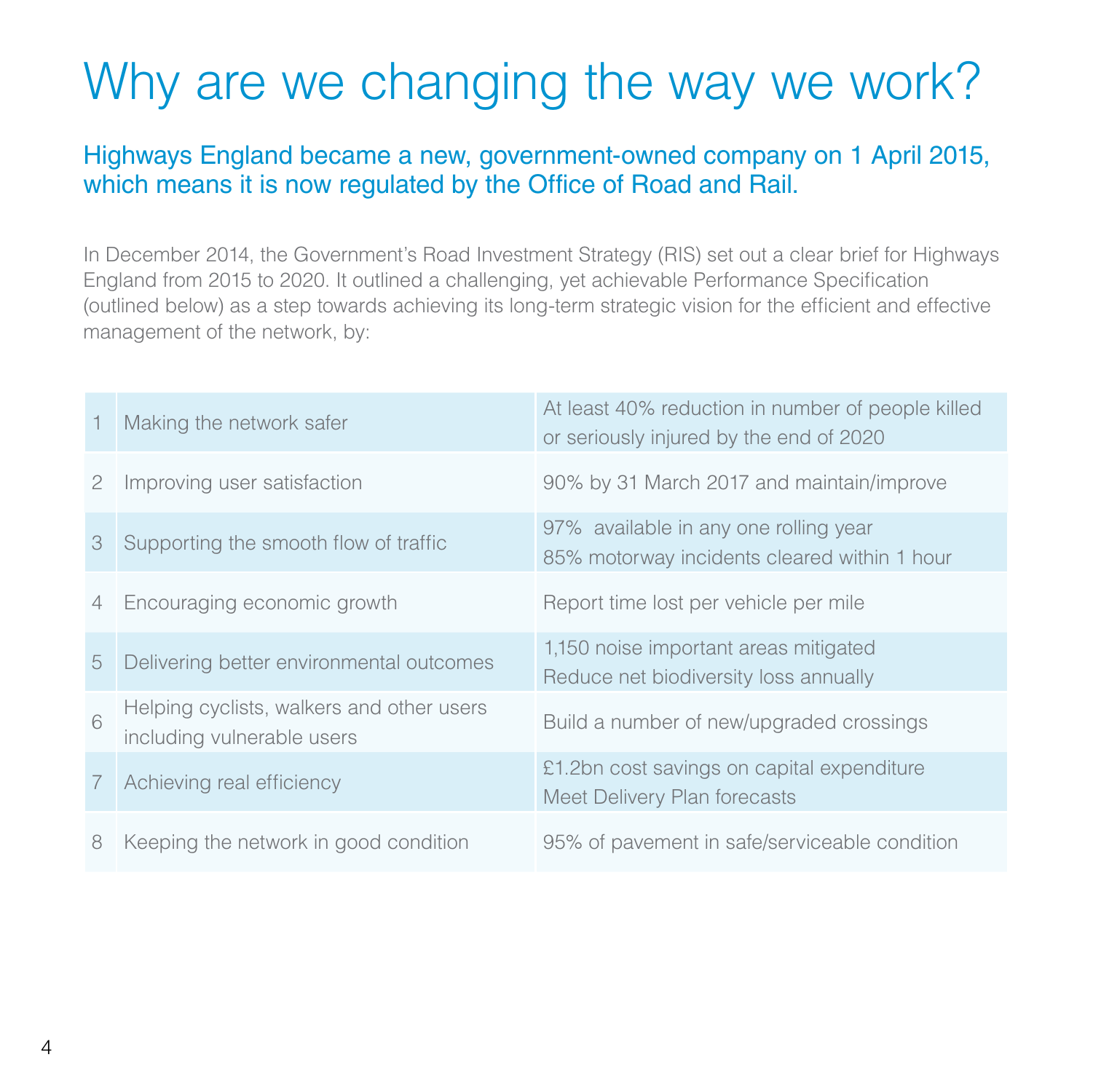# Why are we changing the way we work?

## Highways England became a new, government-owned company on 1 April 2015, which means it is now regulated by the Office of Road and Rail.

In December 2014, the Government's Road Investment Strategy (RIS) set out a clear brief for Highways England from 2015 to 2020. It outlined a challenging, yet achievable Performance Specification (outlined below) as a step towards achieving its long-term strategic vision for the efficient and effective management of the network, by:

| | | |
|---|---|---|
| 1 | Making the network safer | At least 40% reduction in number of people killed or seriously injured by the end of 2020 |
| 2 | Improving user satisfaction | 90% by 31 March 2017 and maintain/improve |
| 3 | Supporting the smooth flow of traffic | 97% available in any one rolling year<br>85% motorway incidents cleared within 1 hour |
| 4 | Encouraging economic growth | Report time lost per vehicle per mile |
| 5 | Delivering better environmental outcomes | 1,150 noise important areas mitigated<br>Reduce net biodiversity loss annually |
| 6 | Helping cyclists, walkers and other users including vulnerable users | Build a number of new/upgraded crossings |
| 7 | Achieving real efficiency | £1.2bn cost savings on capital expenditure<br>Meet Delivery Plan forecasts |
| 8 | Keeping the network in good condition | 95% of pavement in safe/serviceable condition |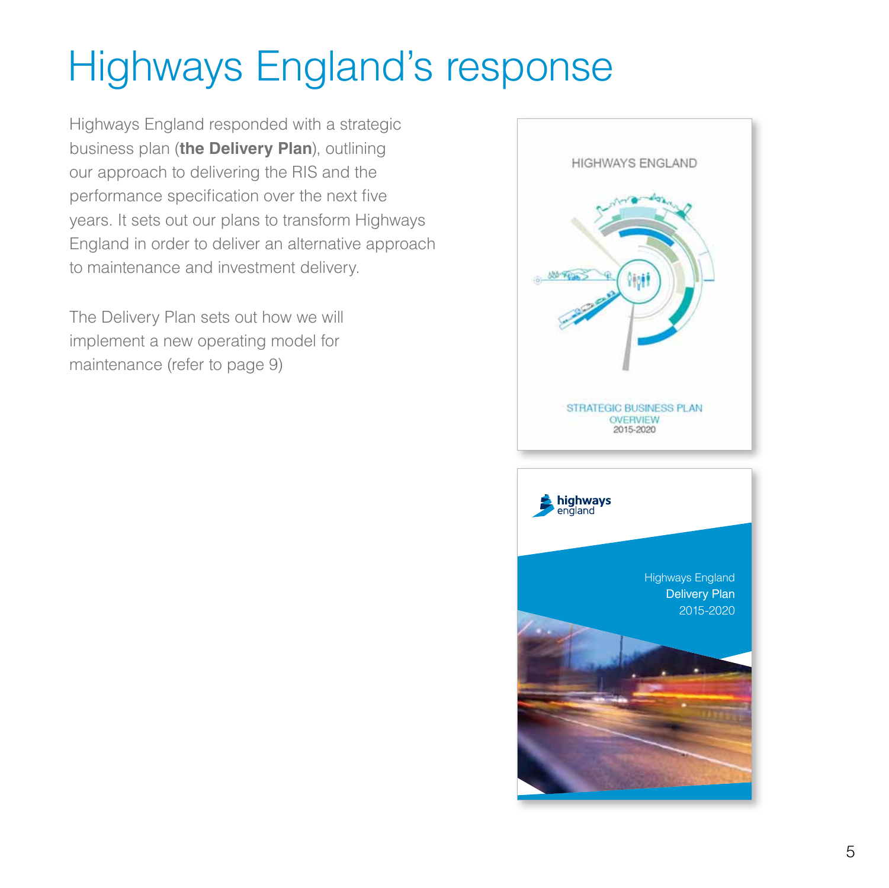# Highways England's response

Highways England responded with a strategic business plan (**the Delivery Plan**), outlining our approach to delivering the RIS and the performance specification over the next five years. It sets out our plans to transform Highways England in order to deliver an alternative approach to maintenance and investment delivery.

The Delivery Plan sets out how we will implement a new operating model for maintenance (refer to page 9)

HIGHWAYS ENGLAND

STRATEGIC BUSINESS PLAN
OVERVIEW
2015-2020

highways
england

Highways England
Delivery Plan
2015-2020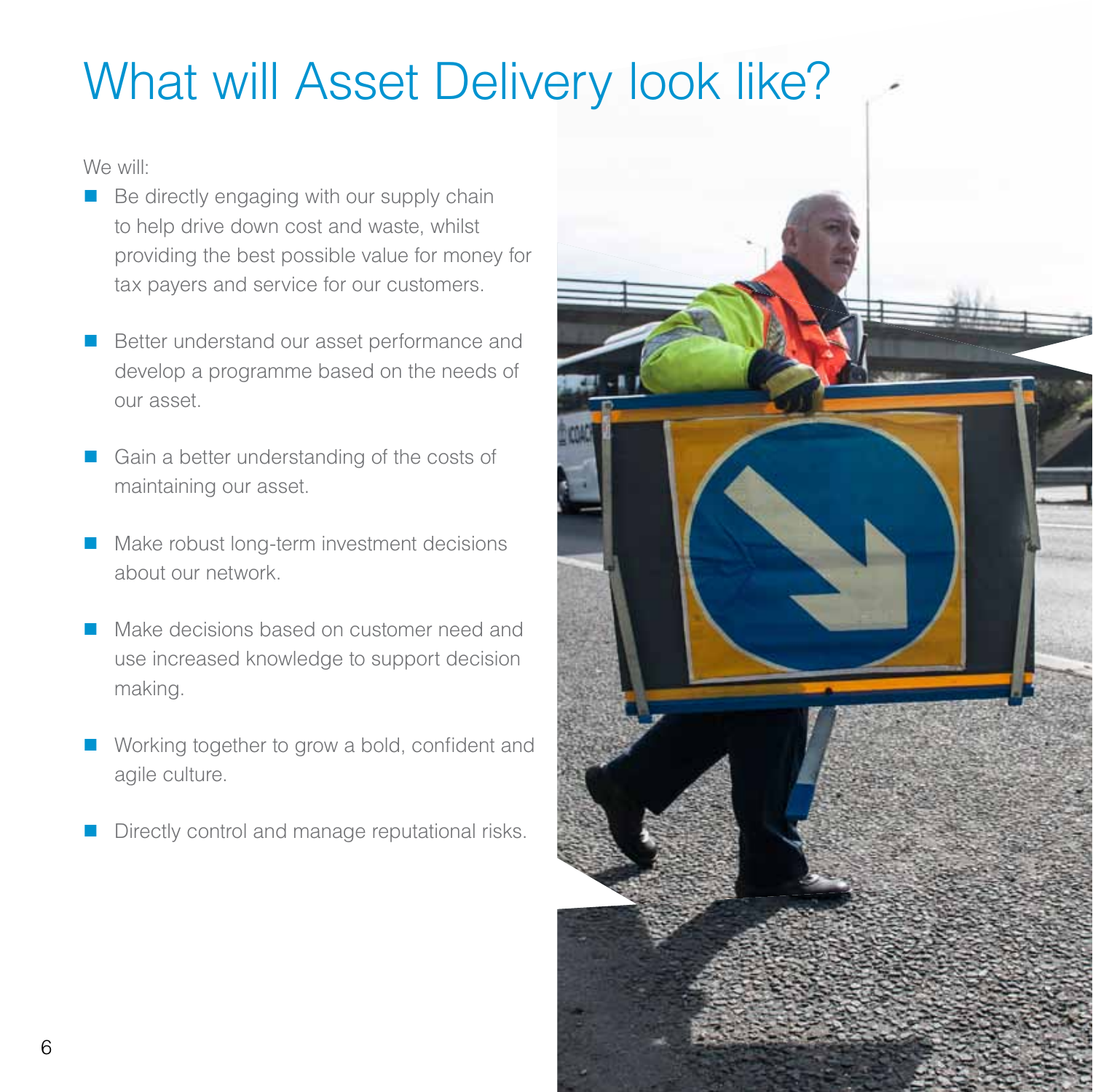# What will Asset Delivery look like?

We will:

- Be directly engaging with our supply chain to help drive down cost and waste, whilst providing the best possible value for money for tax payers and service for our customers.
- Better understand our asset performance and develop a programme based on the needs of our asset.
- Gain a better understanding of the costs of maintaining our asset.
- Make robust long-term investment decisions about our network.
- Make decisions based on customer need and use increased knowledge to support decision making.
- Working together to grow a bold, confident and agile culture.
- Directly control and manage reputational risks.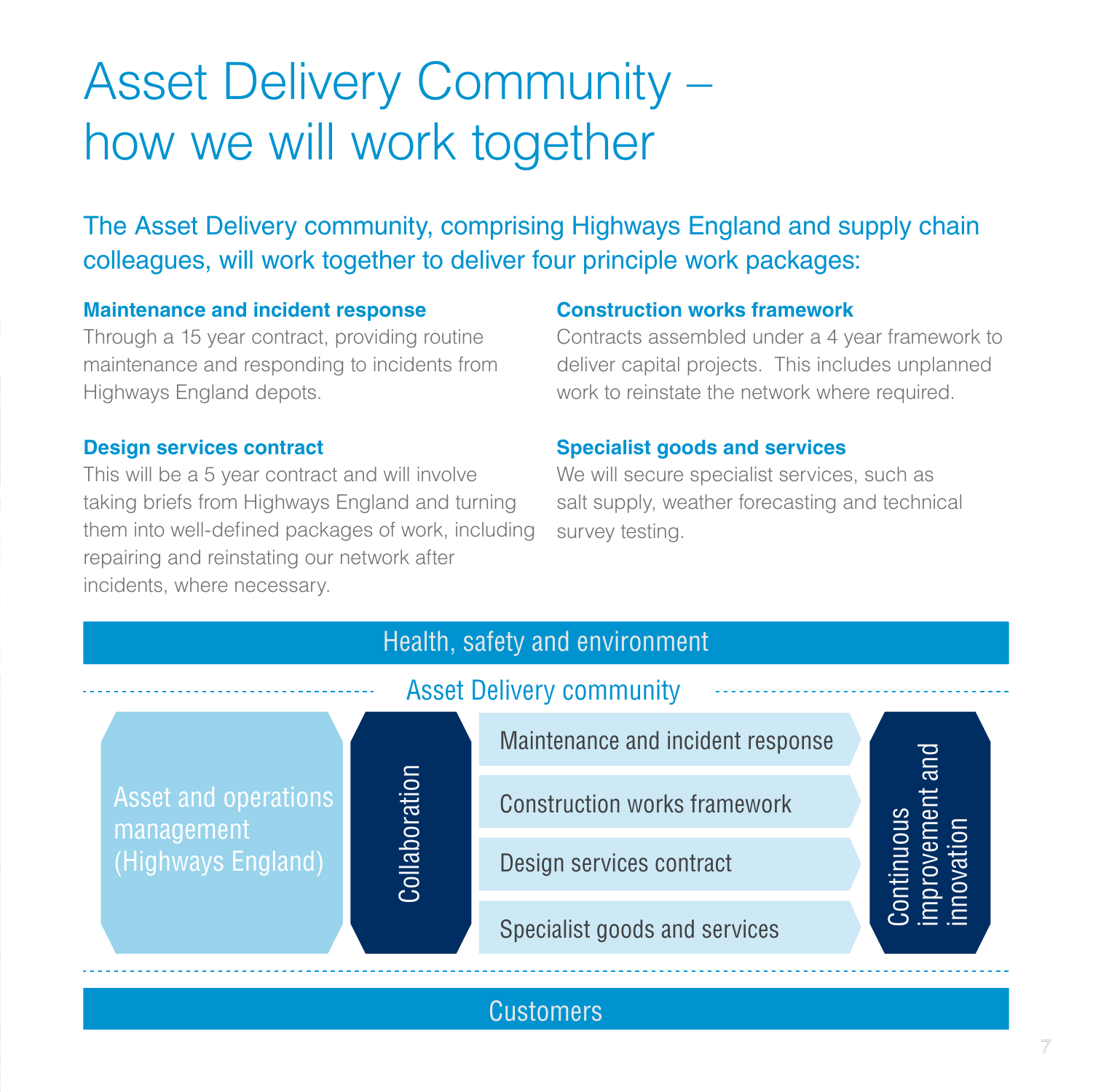# Asset Delivery Community – how we will work together

## The Asset Delivery community, comprising Highways England and supply chain colleagues, will work together to deliver four principle work packages:

**Maintenance and incident response**
Through a 15 year contract, providing routine maintenance and responding to incidents from Highways England depots.

**Design services contract**
This will be a 5 year contract and will involve taking briefs from Highways England and turning them into well-defined packages of work, including repairing and reinstating our network after incidents, where necessary.

**Construction works framework**
Contracts assembled under a 4 year framework to deliver capital projects. This includes unplanned work to reinstate the network where required.

**Specialist goods and services**
We will secure specialist services, such as salt supply, weather forecasting and technical survey testing.

Health, safety and environment

Asset Delivery community

- Asset and operations management (Highways England)
- Collaboration
- Maintenance and incident response
- Construction works framework
- Design services contract
- Specialist goods and services
- Continuous improvement and innovation

Customers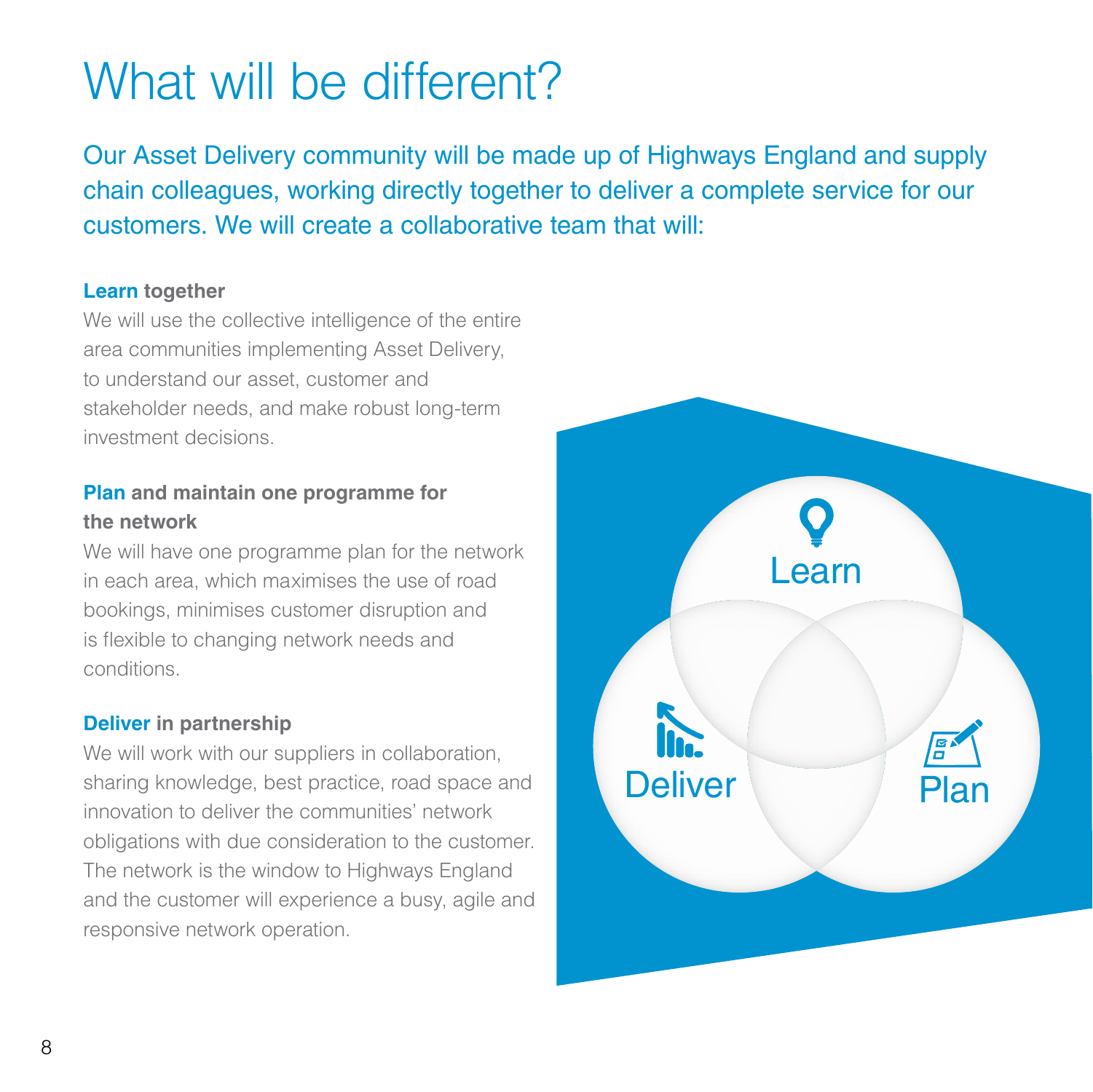# What will be different?

Our Asset Delivery community will be made up of Highways England and supply chain colleagues, working directly together to deliver a complete service for our customers. We will create a collaborative team that will:

**Learn together**

We will use the collective intelligence of the entire area communities implementing Asset Delivery, to understand our asset, customer and stakeholder needs, and make robust long-term investment decisions.

**Plan and maintain one programme for the network**

We will have one programme plan for the network in each area, which maximises the use of road bookings, minimises customer disruption and is flexible to changing network needs and conditions.

**Deliver in partnership**

We will work with our suppliers in collaboration, sharing knowledge, best practice, road space and innovation to deliver the communities' network obligations with due consideration to the customer. The network is the window to Highways England and the customer will experience a busy, agile and responsive network operation.

Learn

Deliver

Plan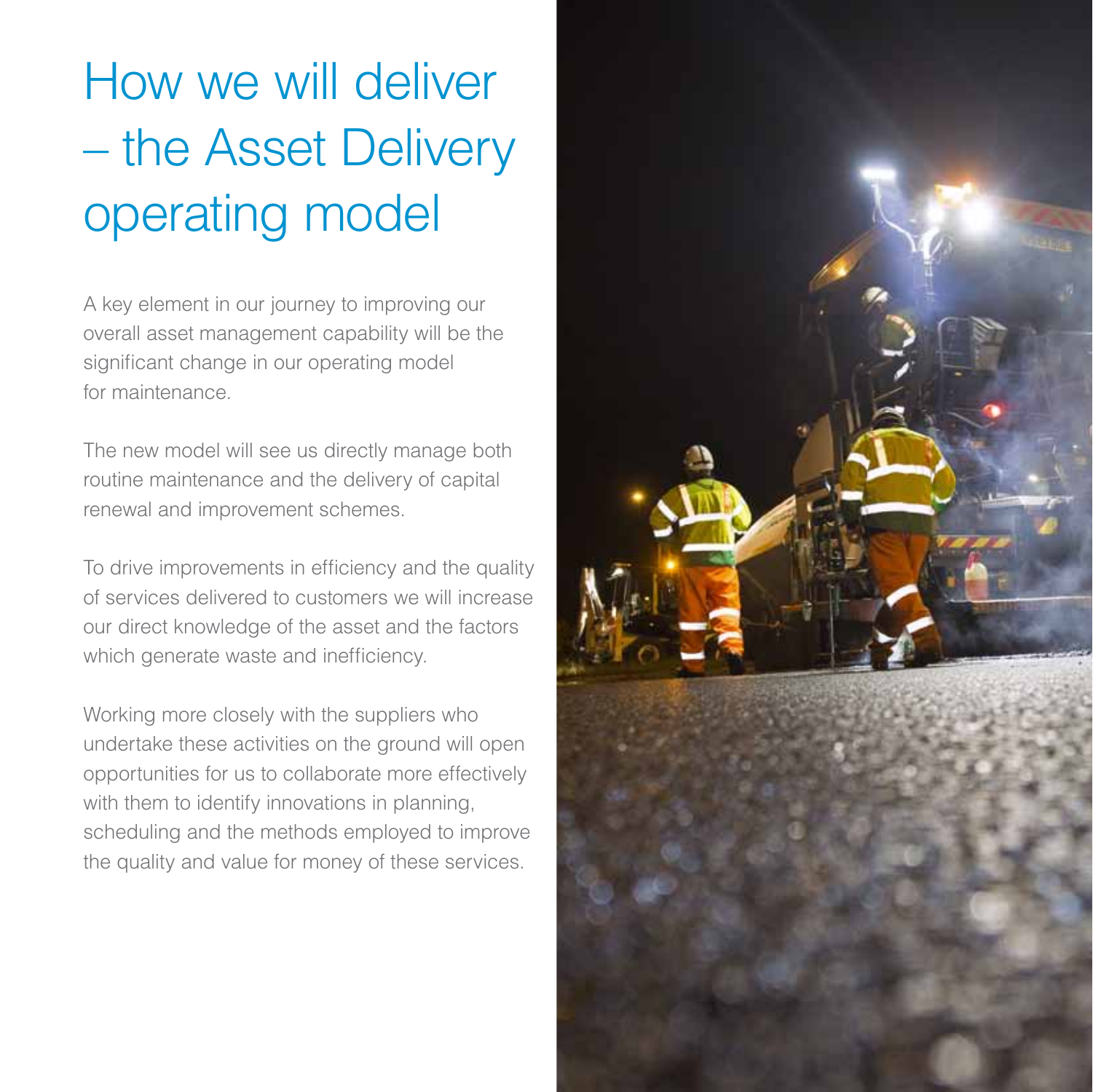# How we will deliver – the Asset Delivery operating model

A key element in our journey to improving our overall asset management capability will be the significant change in our operating model for maintenance.

The new model will see us directly manage both routine maintenance and the delivery of capital renewal and improvement schemes.

To drive improvements in efficiency and the quality of services delivered to customers we will increase our direct knowledge of the asset and the factors which generate waste and inefficiency.

Working more closely with the suppliers who undertake these activities on the ground will open opportunities for us to collaborate more effectively with them to identify innovations in planning, scheduling and the methods employed to improve the quality and value for money of these services.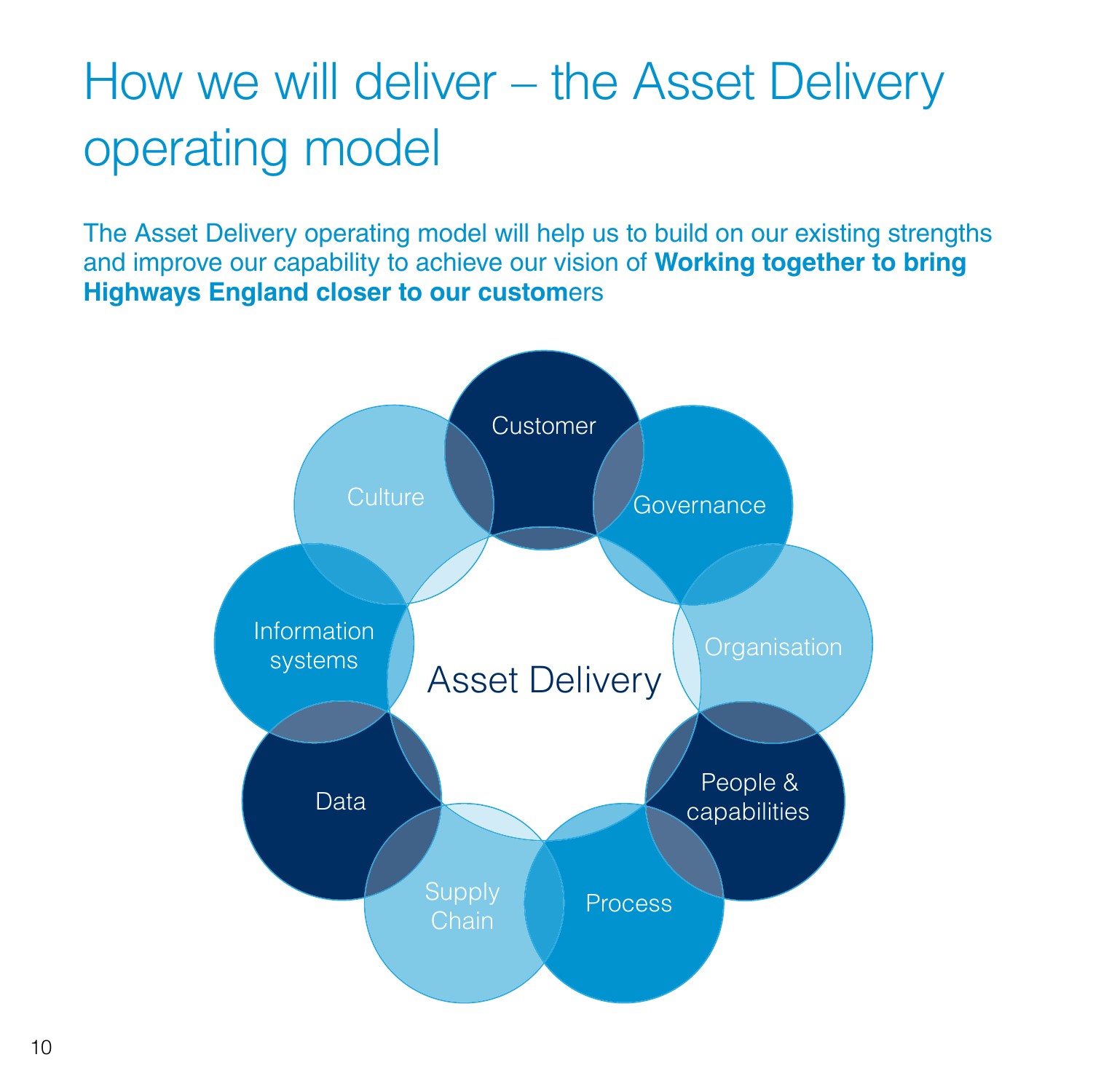# How we will deliver – the Asset Delivery operating model

The Asset Delivery operating model will help us to build on our existing strengths and improve our capability to achieve our vision of **Working together to bring Highways England closer to our custom**ers

Customer

Governance

Organisation

People & capabilities

Process

Supply Chain

Data

Information systems

Culture

Asset Delivery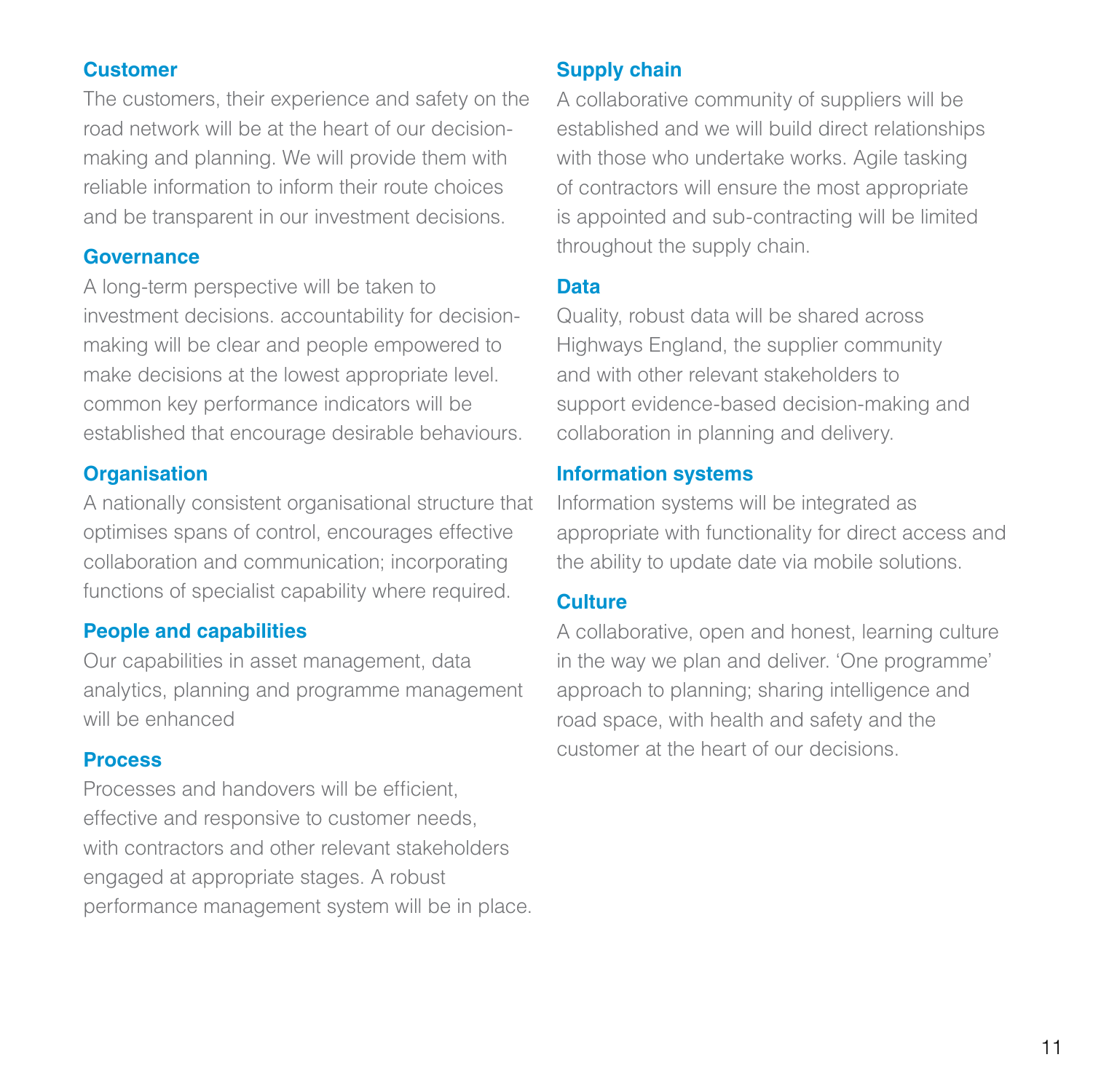**Customer**

The customers, their experience and safety on the road network will be at the heart of our decision-making and planning. We will provide them with reliable information to inform their route choices and be transparent in our investment decisions.

**Governance**

A long-term perspective will be taken to investment decisions. accountability for decision-making will be clear and people empowered to make decisions at the lowest appropriate level. common key performance indicators will be established that encourage desirable behaviours.

**Organisation**

A nationally consistent organisational structure that optimises spans of control, encourages effective collaboration and communication; incorporating functions of specialist capability where required.

**People and capabilities**

Our capabilities in asset management, data analytics, planning and programme management will be enhanced

**Process**

Processes and handovers will be efficient, effective and responsive to customer needs, with contractors and other relevant stakeholders engaged at appropriate stages. A robust performance management system will be in place.

**Supply chain**

A collaborative community of suppliers will be established and we will build direct relationships with those who undertake works. Agile tasking of contractors will ensure the most appropriate is appointed and sub-contracting will be limited throughout the supply chain.

**Data**

Quality, robust data will be shared across Highways England, the supplier community and with other relevant stakeholders to support evidence-based decision-making and collaboration in planning and delivery.

**Information systems**

Information systems will be integrated as appropriate with functionality for direct access and the ability to update date via mobile solutions.

**Culture**

A collaborative, open and honest, learning culture in the way we plan and deliver. 'One programme' approach to planning; sharing intelligence and road space, with health and safety and the customer at the heart of our decisions.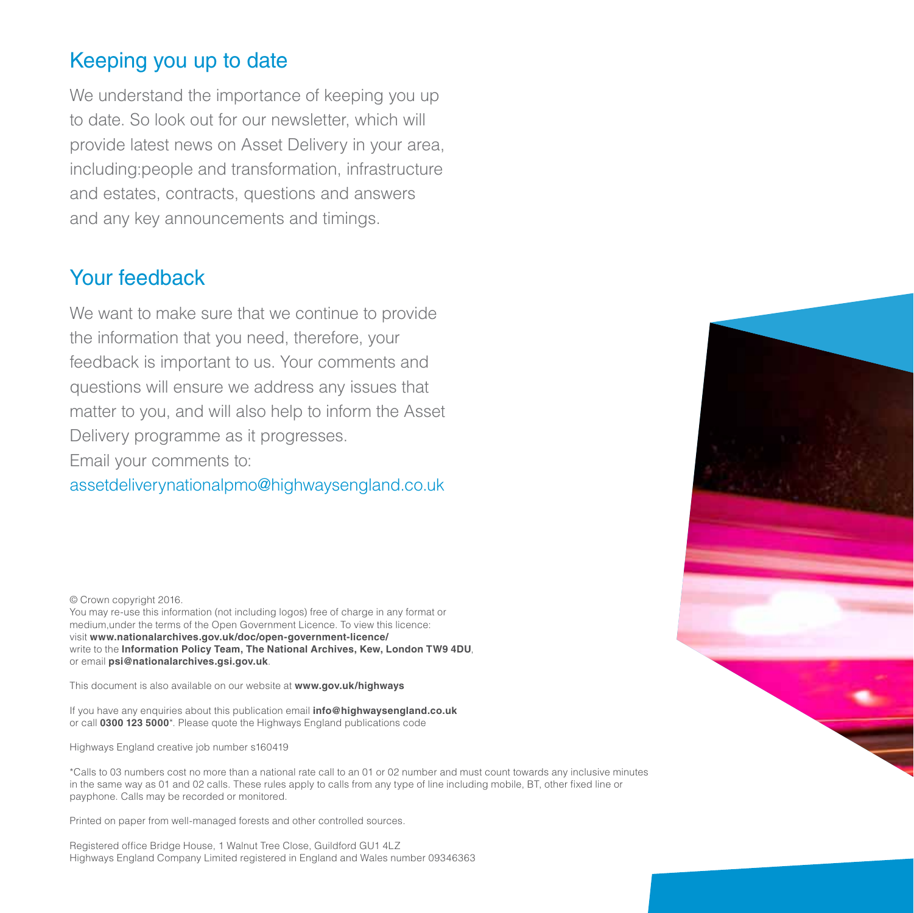## Keeping you up to date

We understand the importance of keeping you up to date. So look out for our newsletter, which will provide latest news on Asset Delivery in your area, including:people and transformation, infrastructure and estates, contracts, questions and answers and any key announcements and timings.

## Your feedback

We want to make sure that we continue to provide the information that you need, therefore, your feedback is important to us. Your comments and questions will ensure we address any issues that matter to you, and will also help to inform the Asset Delivery programme as it progresses.

Email your comments to:

assetdeliverynationalpmo@highwaysengland.co.uk

© Crown copyright 2016.
You may re-use this information (not including logos) free of charge in any format or medium,under the terms of the Open Government Licence. To view this licence:
visit **www.nationalarchives.gov.uk/doc/open-government-licence/**
write to the **Information Policy Team, The National Archives, Kew, London TW9 4DU**,
or email **psi@nationalarchives.gsi.gov.uk**.

This document is also available on our website at **www.gov.uk/highways**

If you have any enquiries about this publication email **info@highwaysengland.co.uk**
or call **0300 123 5000***. Please quote the Highways England publications code

Highways England creative job number s160419

*Calls to 03 numbers cost no more than a national rate call to an 01 or 02 number and must count towards any inclusive minutes in the same way as 01 and 02 calls. These rules apply to calls from any type of line including mobile, BT, other fixed line or payphone. Calls may be recorded or monitored.

Printed on paper from well-managed forests and other controlled sources.

Registered office Bridge House, 1 Walnut Tree Close, Guildford GU1 4LZ
Highways England Company Limited registered in England and Wales number 09346363